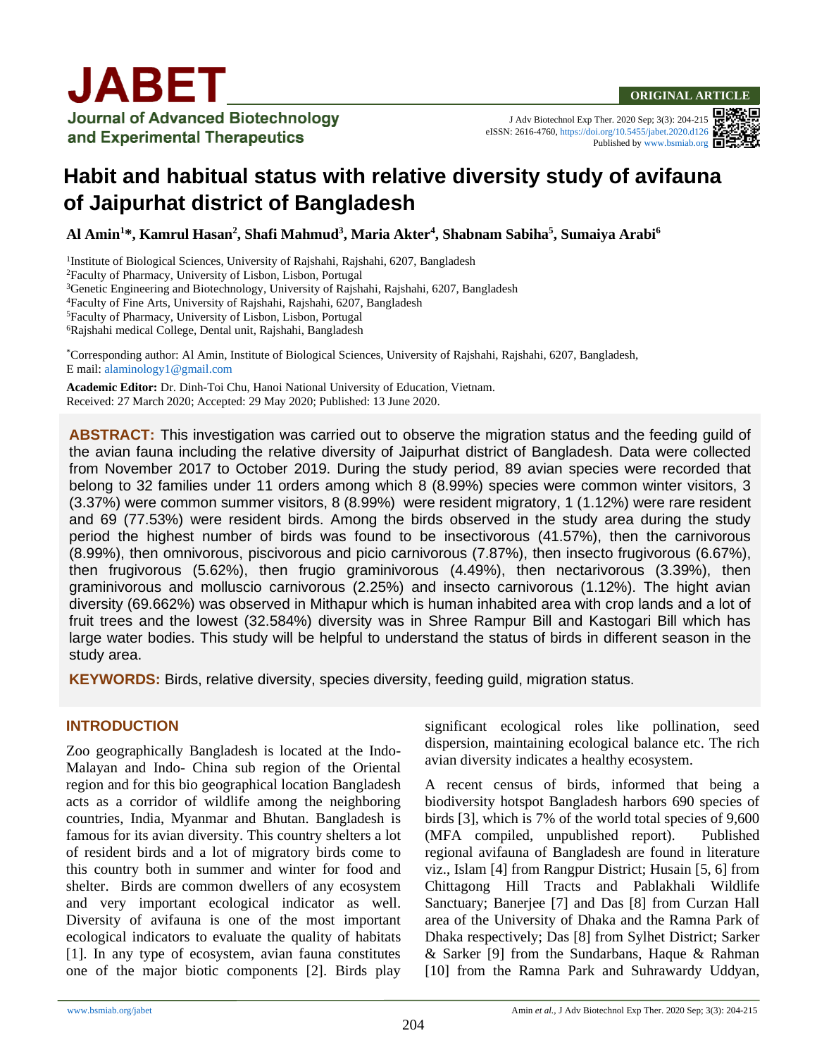ORIGINAL ARTICLE

J Adv Biotechnol Exp Ther. 2020 Sep; 3(3): 204-215
eISSN: 2616-4760, https://doi.org/10.5455/jabet.2020.d126
Published by www.bsmiab.org

# Habit and habitual status with relative diversity study of avifauna of Jaipurhat district of Bangladesh

**Al Amin[1]*, Kamrul Hasan[2], Shafi Mahmud[3], Maria Akter[4], Shabnam Sabiha[5], Sumaiya Arabi[6]**

[1]Institute of Biological Sciences, University of Rajshahi, Rajshahi, 6207, Bangladesh
[2]Faculty of Pharmacy, University of Lisbon, Lisbon, Portugal
[3]Genetic Engineering and Biotechnology, University of Rajshahi, Rajshahi, 6207, Bangladesh
[4]Faculty of Fine Arts, University of Rajshahi, Rajshahi, 6207, Bangladesh
[5]Faculty of Pharmacy, University of Lisbon, Lisbon, Portugal
[6]Rajshahi medical College, Dental unit, Rajshahi, Bangladesh

*Corresponding author: Al Amin, Institute of Biological Sciences, University of Rajshahi, Rajshahi, 6207, Bangladesh, E mail: alaminology1@gmail.com

**Academic Editor:** Dr. Dinh-Toi Chu, Hanoi National University of Education, Vietnam.
Received: 27 March 2020; Accepted: 29 May 2020; Published: 13 June 2020.

**ABSTRACT:** This investigation was carried out to observe the migration status and the feeding guild of the avian fauna including the relative diversity of Jaipurhat district of Bangladesh. Data were collected from November 2017 to October 2019. During the study period, 89 avian species were recorded that belong to 32 families under 11 orders among which 8 (8.99%) species were common winter visitors, 3 (3.37%) were common summer visitors, 8 (8.99%) were resident migratory, 1 (1.12%) were rare resident and 69 (77.53%) were resident birds. Among the birds observed in the study area during the study period the highest number of birds was found to be insectivorous (41.57%), then the carnivorous (8.99%), then omnivorous, piscivorous and picio carnivorous (7.87%), then insecto frugivorous (6.67%), then frugivorous (5.62%), then frugio graminivorous (4.49%), then nectarivorous (3.39%), then graminivorous and molluscio carnivorous (2.25%) and insecto carnivorous (1.12%). The hight avian diversity (69.662%) was observed in Mithapur which is human inhabited area with crop lands and a lot of fruit trees and the lowest (32.584%) diversity was in Shree Rampur Bill and Kastogari Bill which has large water bodies. This study will be helpful to understand the status of birds in different season in the study area.

**KEYWORDS:** Birds, relative diversity, species diversity, feeding guild, migration status.

## INTRODUCTION

Zoo geographically Bangladesh is located at the Indo-Malayan and Indo- China sub region of the Oriental region and for this bio geographical location Bangladesh acts as a corridor of wildlife among the neighboring countries, India, Myanmar and Bhutan. Bangladesh is famous for its avian diversity. This country shelters a lot of resident birds and a lot of migratory birds come to this country both in summer and winter for food and shelter. Birds are common dwellers of any ecosystem and very important ecological indicator as well. Diversity of avifauna is one of the most important ecological indicators to evaluate the quality of habitats [1]. In any type of ecosystem, avian fauna constitutes one of the major biotic components [2]. Birds play significant ecological roles like pollination, seed dispersion, maintaining ecological balance etc. The rich avian diversity indicates a healthy ecosystem.

A recent census of birds, informed that being a biodiversity hotspot Bangladesh harbors 690 species of birds [3], which is 7% of the world total species of 9,600 (MFA compiled, unpublished report). Published regional avifauna of Bangladesh are found in literature viz., Islam [4] from Rangpur District; Husain [5, 6] from Chittagong Hill Tracts and Pablakhali Wildlife Sanctuary; Banerjee [7] and Das [8] from Curzan Hall area of the University of Dhaka and the Ramna Park of Dhaka respectively; Das [8] from Sylhet District; Sarker & Sarker [9] from the Sundarbans, Haque & Rahman [10] from the Ramna Park and Suhrawardy Uddyan,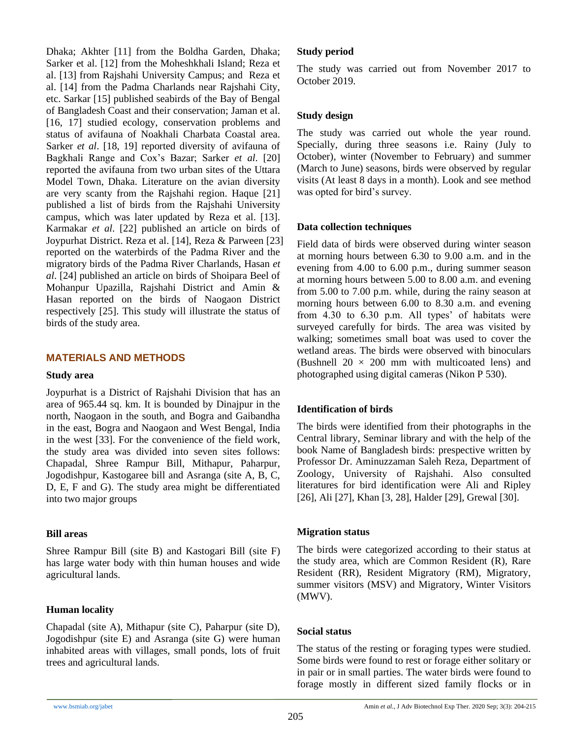Dhaka; Akhter [11] from the Boldha Garden, Dhaka; Sarker et al. [12] from the Moheshkhali Island; Reza et al. [13] from Rajshahi University Campus; and Reza et al. [14] from the Padma Charlands near Rajshahi City, etc. Sarkar [15] published seabirds of the Bay of Bengal of Bangladesh Coast and their conservation; Jaman et al. [16, 17] studied ecology, conservation problems and status of avifauna of Noakhali Charbata Coastal area. Sarker *et al*. [18, 19] reported diversity of avifauna of Bagkhali Range and Cox's Bazar; Sarker *et al*. [20] reported the avifauna from two urban sites of the Uttara Model Town, Dhaka. Literature on the avian diversity are very scanty from the Rajshahi region. Haque [21] published a list of birds from the Rajshahi University campus, which was later updated by Reza et al. [13]. Karmakar *et al*. [22] published an article on birds of Joypurhat District. Reza et al. [14], Reza & Parween [23] reported on the waterbirds of the Padma River and the migratory birds of the Padma River Charlands, Hasan *et al*. [24] published an article on birds of Shoipara Beel of Mohanpur Upazilla, Rajshahi District and Amin & Hasan reported on the birds of Naogaon District respectively [25]. This study will illustrate the status of birds of the study area.

## MATERIALS AND METHODS

### Study area

Joypurhat is a District of Rajshahi Division that has an area of 965.44 sq. km. It is bounded by Dinajpur in the north, Naogaon in the south, and Bogra and Gaibandha in the east, Bogra and Naogaon and West Bengal, India in the west [33]. For the convenience of the field work, the study area was divided into seven sites follows: Chapadal, Shree Rampur Bill, Mithapur, Paharpur, Jogodishpur, Kastogaree bill and Asranga (site A, B, C, D, E, F and G). The study area might be differentiated into two major groups

### Bill areas

Shree Rampur Bill (site B) and Kastogari Bill (site F) has large water body with thin human houses and wide agricultural lands.

### Human locality

Chapadal (site A), Mithapur (site C), Paharpur (site D), Jogodishpur (site E) and Asranga (site G) were human inhabited areas with villages, small ponds, lots of fruit trees and agricultural lands.

### Study period

The study was carried out from November 2017 to October 2019.

### Study design

The study was carried out whole the year round. Specially, during three seasons i.e. Rainy (July to October), winter (November to February) and summer (March to June) seasons, birds were observed by regular visits (At least 8 days in a month). Look and see method was opted for bird's survey.

### Data collection techniques

Field data of birds were observed during winter season at morning hours between 6.30 to 9.00 a.m. and in the evening from 4.00 to 6.00 p.m., during summer season at morning hours between 5.00 to 8.00 a.m. and evening from 5.00 to 7.00 p.m. while, during the rainy season at morning hours between 6.00 to 8.30 a.m. and evening from 4.30 to 6.30 p.m. All types' of habitats were surveyed carefully for birds. The area was visited by walking; sometimes small boat was used to cover the wetland areas. The birds were observed with binoculars (Bushnell 20 × 200 mm with multicoated lens) and photographed using digital cameras (Nikon P 530).

### Identification of birds

The birds were identified from their photographs in the Central library, Seminar library and with the help of the book Name of Bangladesh birds: prespective written by Professor Dr. Aminuzzaman Saleh Reza, Department of Zoology, University of Rajshahi. Also consulted literatures for bird identification were Ali and Ripley [26], Ali [27], Khan [3, 28], Halder [29], Grewal [30].

### Migration status

The birds were categorized according to their status at the study area, which are Common Resident (R), Rare Resident (RR), Resident Migratory (RM), Migratory, summer visitors (MSV) and Migratory, Winter Visitors (MWV).

### Social status

The status of the resting or foraging types were studied. Some birds were found to rest or forage either solitary or in pair or in small parties. The water birds were found to forage mostly in different sized family flocks or in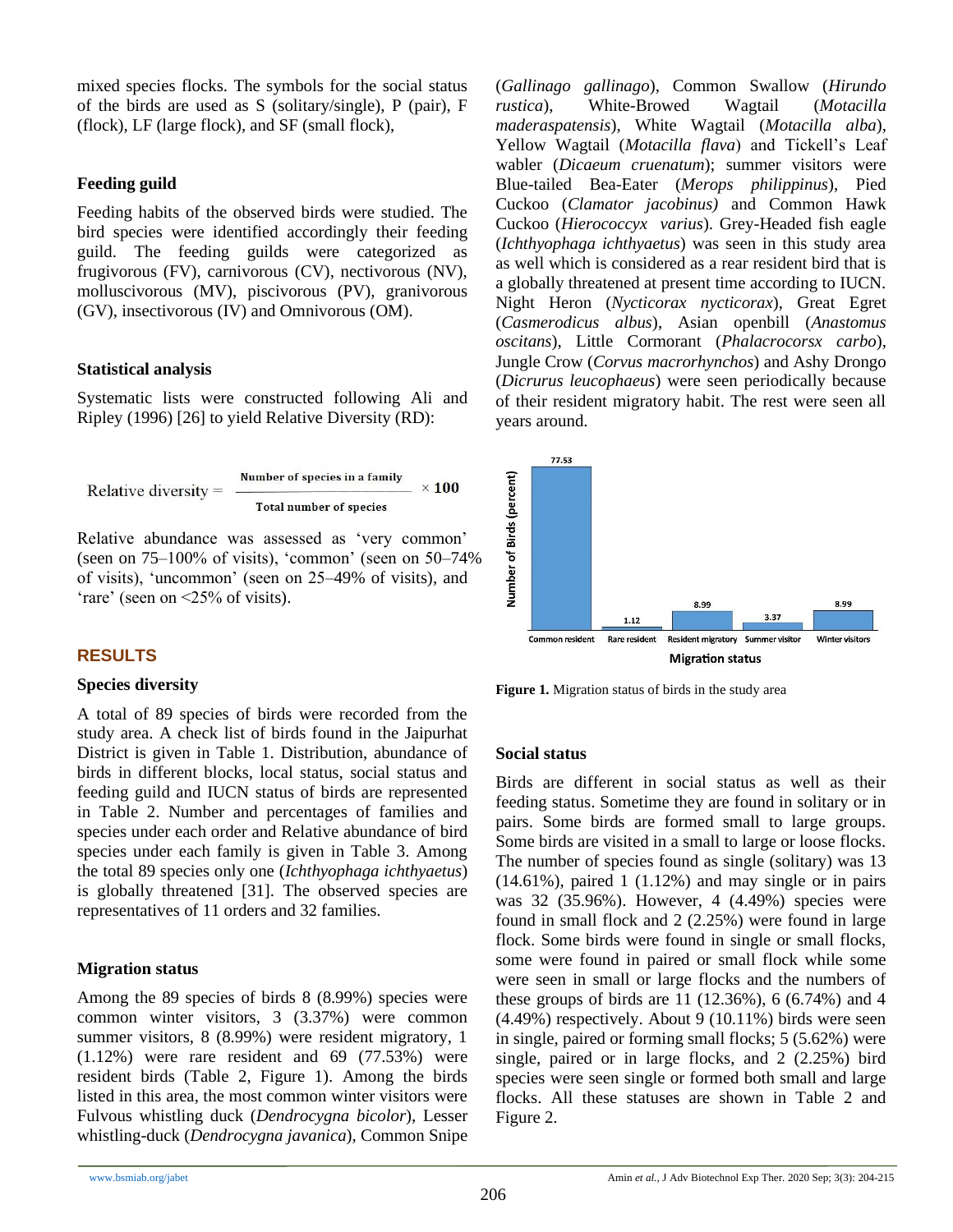mixed species flocks. The symbols for the social status of the birds are used as S (solitary/single), P (pair), F (flock), LF (large flock), and SF (small flock),

### Feeding guild

Feeding habits of the observed birds were studied. The bird species were identified accordingly their feeding guild. The feeding guilds were categorized as frugivorous (FV), carnivorous (CV), nectivorous (NV), molluscivorous (MV), piscivorous (PV), granivorous (GV), insectivorous (IV) and Omnivorous (OM).

### Statistical analysis

Systematic lists were constructed following Ali and Ripley (1996) [26] to yield Relative Diversity (RD):

$$\text{Relative diversity} = \frac{\text{Number of species in a family}}{\text{Total number of species}} \times 100$$

Relative abundance was assessed as 'very common' (seen on 75–100% of visits), 'common' (seen on 50–74% of visits), 'uncommon' (seen on 25–49% of visits), and 'rare' (seen on <25% of visits).

## RESULTS

### Species diversity

A total of 89 species of birds were recorded from the study area. A check list of birds found in the Jaipurhat District is given in Table 1. Distribution, abundance of birds in different blocks, local status, social status and feeding guild and IUCN status of birds are represented in Table 2. Number and percentages of families and species under each order and Relative abundance of bird species under each family is given in Table 3. Among the total 89 species only one (*Ichthyophaga ichthyaetus*) is globally threatened [31]. The observed species are representatives of 11 orders and 32 families.

### Migration status

Among the 89 species of birds 8 (8.99%) species were common winter visitors, 3 (3.37%) were common summer visitors, 8 (8.99%) were resident migratory, 1 (1.12%) were rare resident and 69 (77.53%) were resident birds (Table 2, Figure 1). Among the birds listed in this area, the most common winter visitors were Fulvous whistling duck (*Dendrocygna bicolor*), Lesser whistling-duck (*Dendrocygna javanica*), Common Snipe (*Gallinago gallinago*), Common Swallow (*Hirundo rustica*), White-Browed Wagtail (*Motacilla maderaspatensis*), White Wagtail (*Motacilla alba*), Yellow Wagtail (*Motacilla flava*) and Tickell's Leaf wabler (*Dicaeum cruenatum*); summer visitors were Blue-tailed Bea-Eater (*Merops philippinus*), Pied Cuckoo (*Clamator jacobinus)* and Common Hawk Cuckoo (*Hierococcyx varius*). Grey-Headed fish eagle (*Ichthyophaga ichthyaetus*) was seen in this study area as well which is considered as a rear resident bird that is a globally threatened at present time according to IUCN. Night Heron (*Nycticorax nycticorax*), Great Egret (*Casmerodicus albus*), Asian openbill (*Anastomus oscitans*), Little Cormorant (*Phalacrocorsx carbo*), Jungle Crow (*Corvus macrorhynchos*) and Ashy Drongo (*Dicrurus leucophaeus*) were seen periodically because of their resident migratory habit. The rest were seen all years around.

| Migration status | Number of Birds (percent) |
|---|---|
| Common resident | 77.53 |
| Rare resident | 1.12 |
| Resident migratory | 8.99 |
| Summer visitor | 3.37 |
| Winter visitors | 8.99 |

**Figure 1.** Migration status of birds in the study area

### Social status

Birds are different in social status as well as their feeding status. Sometime they are found in solitary or in pairs. Some birds are formed small to large groups. Some birds are visited in a small to large or loose flocks. The number of species found as single (solitary) was 13 (14.61%), paired 1 (1.12%) and may single or in pairs was 32 (35.96%). However, 4 (4.49%) species were found in small flock and 2 (2.25%) were found in large flock. Some birds were found in single or small flocks, some were found in paired or small flock while some were seen in small or large flocks and the numbers of these groups of birds are 11 (12.36%), 6 (6.74%) and 4 (4.49%) respectively. About 9 (10.11%) birds were seen in single, paired or forming small flocks; 5 (5.62%) were single, paired or in large flocks, and 2 (2.25%) bird species were seen single or formed both small and large flocks. All these statuses are shown in Table 2 and Figure 2.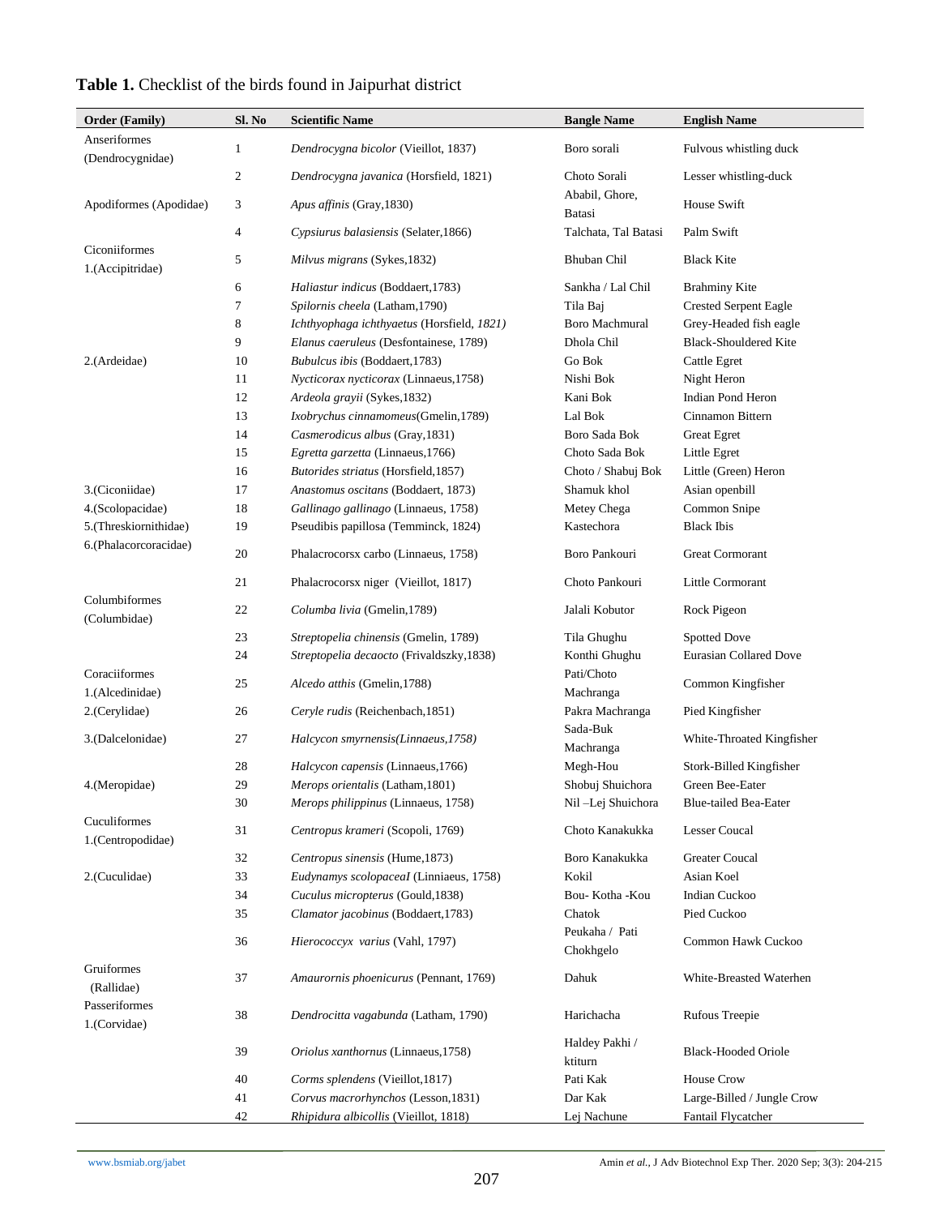**Table 1.** Checklist of the birds found in Jaipurhat district

| Order (Family) | Sl. No | Scientific Name | Bangle Name | English Name |
|---|---|---|---|---|
| Anseriformes (Dendrocygnidae) | 1 | *Dendrocygna bicolor* (Vieillot, 1837) | Boro sorali | Fulvous whistling duck |
| | 2 | *Dendrocygna javanica* (Horsfield, 1821) | Choto Sorali | Lesser whistling-duck |
| Apodiformes (Apodidae) | 3 | *Apus affinis* (Gray,1830) | Ababil, Ghore, Batasi | House Swift |
| | 4 | *Cypsiurus balasiensis* (Selater,1866) | Talchata, Tal Batasi | Palm Swift |
| Ciconiiformes 1.(Accipitridae) | 5 | *Milvus migrans* (Sykes,1832) | Bhuban Chil | Black Kite |
| | 6 | *Haliastur indicus* (Boddaert,1783) | Sankha / Lal Chil | Brahminy Kite |
| | 7 | *Spilornis cheela* (Latham,1790) | Tila Baj | Crested Serpent Eagle |
| | 8 | *Ichthyophaga ichthyaetus* (Horsfield, *1821)* | Boro Machmural | Grey-Headed fish eagle |
| | 9 | *Elanus caeruleus* (Desfontainese, 1789) | Dhola Chil | Black-Shouldered Kite |
| 2.(Ardeidae) | 10 | *Bubulcus ibis* (Boddaert,1783) | Go Bok | Cattle Egret |
| | 11 | *Nycticorax nycticorax* (Linnaeus,1758) | Nishi Bok | Night Heron |
| | 12 | *Ardeola grayii* (Sykes,1832) | Kani Bok | Indian Pond Heron |
| | 13 | *Ixobrychus cinnamomeus*(Gmelin,1789) | Lal Bok | Cinnamon Bittern |
| | 14 | *Casmerodicus albus* (Gray,1831) | Boro Sada Bok | Great Egret |
| | 15 | *Egretta garzetta* (Linnaeus,1766) | Choto Sada Bok | Little Egret |
| | 16 | *Butorides striatus* (Horsfield,1857) | Choto / Shabuj Bok | Little (Green) Heron |
| 3.(Ciconiidae) | 17 | *Anastomus oscitans* (Boddaert, 1873) | Shamuk khol | Asian openbill |
| 4.(Scolopacidae) | 18 | *Gallinago gallinago* (Linnaeus, 1758) | Metey Chega | Common Snipe |
| 5.(Threskiornithidae) | 19 | Pseudibis papillosa (Temminck, 1824) | Kastechora | Black Ibis |
| 6.(Phalacorcoracidae) | 20 | Phalacrocorsx carbo (Linnaeus, 1758) | Boro Pankouri | Great Cormorant |
| | 21 | Phalacrocorsx niger (Vieillot, 1817) | Choto Pankouri | Little Cormorant |
| Columbiformes (Columbidae) | 22 | *Columba livia* (Gmelin,1789) | Jalali Kobutor | Rock Pigeon |
| | 23 | *Streptopelia chinensis* (Gmelin, 1789) | Tila Ghughu | Spotted Dove |
| | 24 | *Streptopelia decaocto* (Frivaldszky,1838) | Konthi Ghughu | Eurasian Collared Dove |
| Coraciiformes 1.(Alcedinidae) | 25 | *Alcedo atthis* (Gmelin,1788) | Pati/Choto Machranga | Common Kingfisher |
| 2.(Cerylidae) | 26 | *Ceryle rudis* (Reichenbach,1851) | Pakra Machranga | Pied Kingfisher |
| 3.(Dalcelonidae) | 27 | *Halcycon smyrnensis(Linnaeus,1758)* | Sada-Buk Machranga | White-Throated Kingfisher |
| | 28 | *Halcycon capensis* (Linnaeus,1766) | Megh-Hou | Stork-Billed Kingfisher |
| 4.(Meropidae) | 29 | *Merops orientalis* (Latham,1801) | Shobuj Shuichora | Green Bee-Eater |
| | 30 | *Merops philippinus* (Linnaeus, 1758) | Nil –Lej Shuichora | Blue-tailed Bea-Eater |
| Cuculiformes 1.(Centropodidae) | 31 | *Centropus krameri* (Scopoli, 1769) | Choto Kanakukka | Lesser Coucal |
| | 32 | *Centropus sinensis* (Hume,1873) | Boro Kanakukka | Greater Coucal |
| 2.(Cuculidae) | 33 | *Eudynamys scolopaceaI* (Linniaeus, 1758) | Kokil | Asian Koel |
| | 34 | *Cuculus micropterus* (Gould,1838) | Bou- Kotha -Kou | Indian Cuckoo |
| | 35 | *Clamator jacobinus* (Boddaert,1783) | Chatok | Pied Cuckoo |
| | 36 | *Hierococcyx varius* (Vahl, 1797) | Peukaha / Pati Chokhgelo | Common Hawk Cuckoo |
| Gruiformes (Rallidae) | 37 | *Amaurornis phoenicurus* (Pennant, 1769) | Dahuk | White-Breasted Waterhen |
| Passeriformes 1.(Corvidae) | 38 | *Dendrocitta vagabunda* (Latham, 1790) | Harichacha | Rufous Treepie |
| | 39 | *Oriolus xanthornus* (Linnaeus,1758) | Haldey Pakhi / ktiturn | Black-Hooded Oriole |
| | 40 | *Corms splendens* (Vieillot,1817) | Pati Kak | House Crow |
| | 41 | *Corvus macrorhynchos* (Lesson,1831) | Dar Kak | Large-Billed / Jungle Crow |
| | 42 | *Rhipidura albicollis* (Vieillot, 1818) | Lej Nachune | Fantail Flycatcher |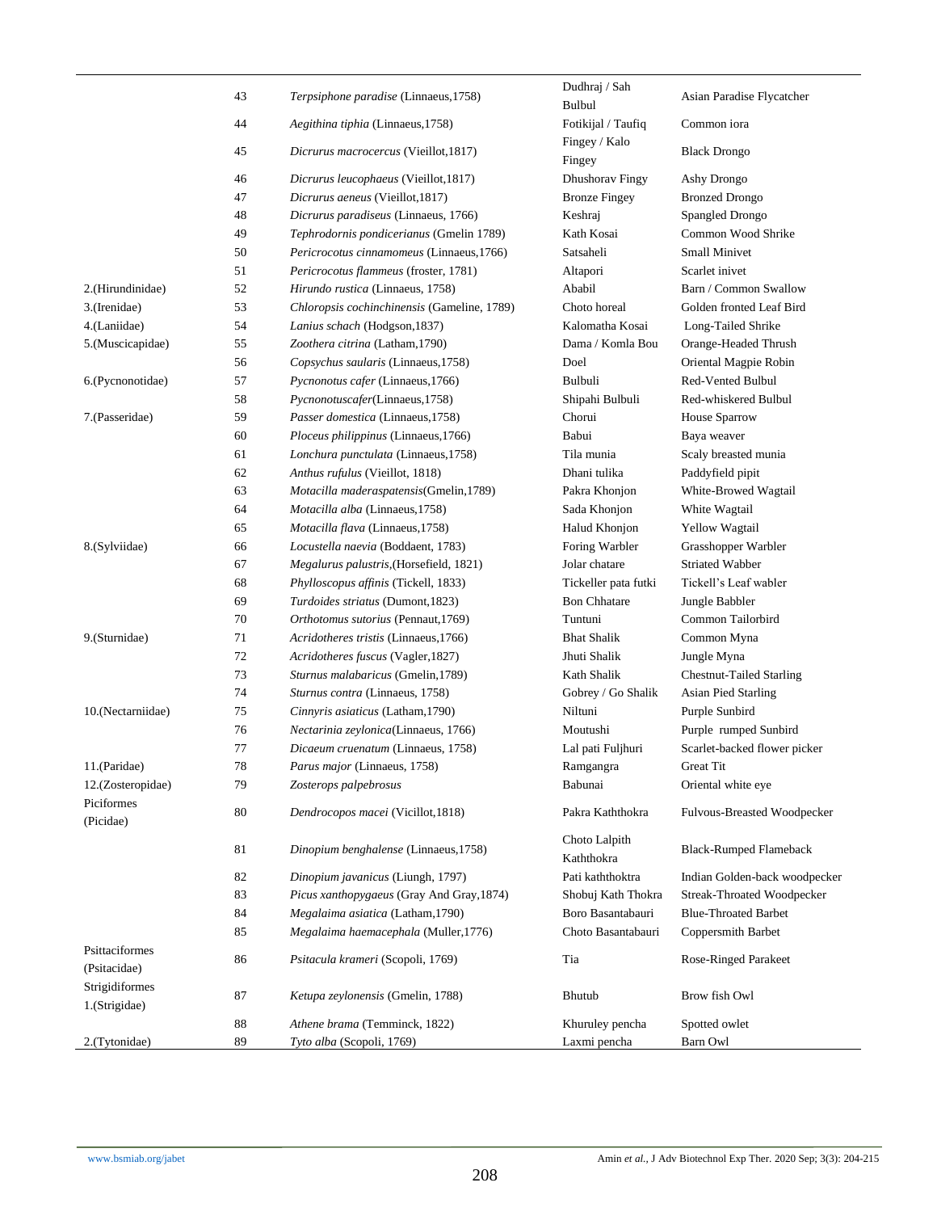| | | | | |
|---|---|---|---|---|
| | 43 | *Terpsiphone paradise* (Linnaeus,1758) | Dudhraj / Sah Bulbul | Asian Paradise Flycatcher |
| | 44 | *Aegithina tiphia* (Linnaeus,1758) | Fotikijal / Taufiq | Common iora |
| | 45 | *Dicrurus macrocercus* (Vieillot,1817) | Fingey / Kalo Fingey | Black Drongo |
| | 46 | *Dicrurus leucophaeus* (Vieillot,1817) | Dhushorav Fingy | Ashy Drongo |
| | 47 | *Dicrurus aeneus* (Vieillot,1817) | Bronze Fingey | Bronzed Drongo |
| | 48 | *Dicrurus paradiseus* (Linnaeus, 1766) | Keshraj | Spangled Drongo |
| | 49 | *Tephrodornis pondicerianus* (Gmelin 1789) | Kath Kosai | Common Wood Shrike |
| | 50 | *Pericrocotus cinnamomeus* (Linnaeus,1766) | Satsaheli | Small Minivet |
| | 51 | *Pericrocotus flammeus* (froster, 1781) | Altapori | Scarlet inivet |
| 2.(Hirundinidae) | 52 | *Hirundo rustica* (Linnaeus, 1758) | Ababil | Barn / Common Swallow |
| 3.(Irenidae) | 53 | *Chloropsis cochinchinensis* (Gameline, 1789) | Choto horeal | Golden fronted Leaf Bird |
| 4.(Laniidae) | 54 | *Lanius schach* (Hodgson,1837) | Kalomatha Kosai | Long-Tailed Shrike |
| 5.(Muscicapidae) | 55 | *Zoothera citrina* (Latham,1790) | Dama / Komla Bou | Orange-Headed Thrush |
| | 56 | *Copsychus saularis* (Linnaeus,1758) | Doel | Oriental Magpie Robin |
| 6.(Pycnonotidae) | 57 | *Pycnonotus cafer* (Linnaeus,1766) | Bulbuli | Red-Vented Bulbul |
| | 58 | *Pycnonotuscafer*(Linnaeus,1758) | Shipahi Bulbuli | Red-whiskered Bulbul |
| 7.(Passeridae) | 59 | *Passer domestica* (Linnaeus,1758) | Chorui | House Sparrow |
| | 60 | *Ploceus philippinus* (Linnaeus,1766) | Babui | Baya weaver |
| | 61 | *Lonchura punctulata* (Linnaeus,1758) | Tila munia | Scaly breasted munia |
| | 62 | *Anthus rufulus* (Vieillot, 1818) | Dhani tulika | Paddyfield pipit |
| | 63 | *Motacilla maderaspatensis*(Gmelin,1789) | Pakra Khonjon | White-Browed Wagtail |
| | 64 | *Motacilla alba* (Linnaeus,1758) | Sada Khonjon | White Wagtail |
| | 65 | *Motacilla flava* (Linnaeus,1758) | Halud Khonjon | Yellow Wagtail |
| 8.(Sylviidae) | 66 | *Locustella naevia* (Boddaent, 1783) | Foring Warbler | Grasshopper Warbler |
| | 67 | *Megalurus palustris,*(Horsefield, 1821) | Jolar chatare | Striated Wabber |
| | 68 | *Phylloscopus affinis* (Tickell, 1833) | Tickeller pata futki | Tickell's Leaf wabler |
| | 69 | *Turdoides striatus* (Dumont,1823) | Bon Chhatare | Jungle Babbler |
| | 70 | *Orthotomus sutorius* (Pennaut,1769) | Tuntuni | Common Tailorbird |
| 9.(Sturnidae) | 71 | *Acridotheres tristis* (Linnaeus,1766) | Bhat Shalik | Common Myna |
| | 72 | *Acridotheres fuscus* (Vagler,1827) | Jhuti Shalik | Jungle Myna |
| | 73 | *Sturnus malabaricus* (Gmelin,1789) | Kath Shalik | Chestnut-Tailed Starling |
| | 74 | *Sturnus contra* (Linnaeus, 1758) | Gobrey / Go Shalik | Asian Pied Starling |
| 10.(Nectarniidae) | 75 | *Cinnyris asiaticus* (Latham,1790) | Niltuni | Purple Sunbird |
| | 76 | *Nectarinia zeylonica*(Linnaeus, 1766) | Moutushi | Purple rumped Sunbird |
| | 77 | *Dicaeum cruenatum* (Linnaeus, 1758) | Lal pati Fuljhuri | Scarlet-backed flower picker |
| 11.(Paridae) | 78 | *Parus major* (Linnaeus, 1758) | Ramgangra | Great Tit |
| 12.(Zosteropidae) | 79 | *Zosterops palpebrosus* | Babunai | Oriental white eye |
| Piciformes (Picidae) | 80 | *Dendrocopos macei* (Vicillot,1818) | Pakra Kaththokra | Fulvous-Breasted Woodpecker |
| | 81 | *Dinopium benghalense* (Linnaeus,1758) | Choto Lalpith Kaththokra | Black-Rumped Flameback |
| | 82 | *Dinopium javanicus* (Liungh, 1797) | Pati kaththoktra | Indian Golden-back woodpecker |
| | 83 | *Picus xanthopygaeus* (Gray And Gray,1874) | Shobuj Kath Thokra | Streak-Throated Woodpecker |
| | 84 | *Megalaima asiatica* (Latham,1790) | Boro Basantabauri | Blue-Throated Barbet |
| | 85 | *Megalaima haemacephala* (Muller,1776) | Choto Basantabauri | Coppersmith Barbet |
| Psittaciformes (Psitacidae) | 86 | *Psitacula krameri* (Scopoli, 1769) | Tia | Rose-Ringed Parakeet |
| Strigidiformes 1.(Strigidae) | 87 | *Ketupa zeylonensis* (Gmelin, 1788) | Bhutub | Brow fish Owl |
| | 88 | *Athene brama* (Temminck, 1822) | Khuruley pencha | Spotted owlet |
| 2.(Tytonidae) | 89 | *Tyto alba* (Scopoli, 1769) | Laxmi pencha | Barn Owl |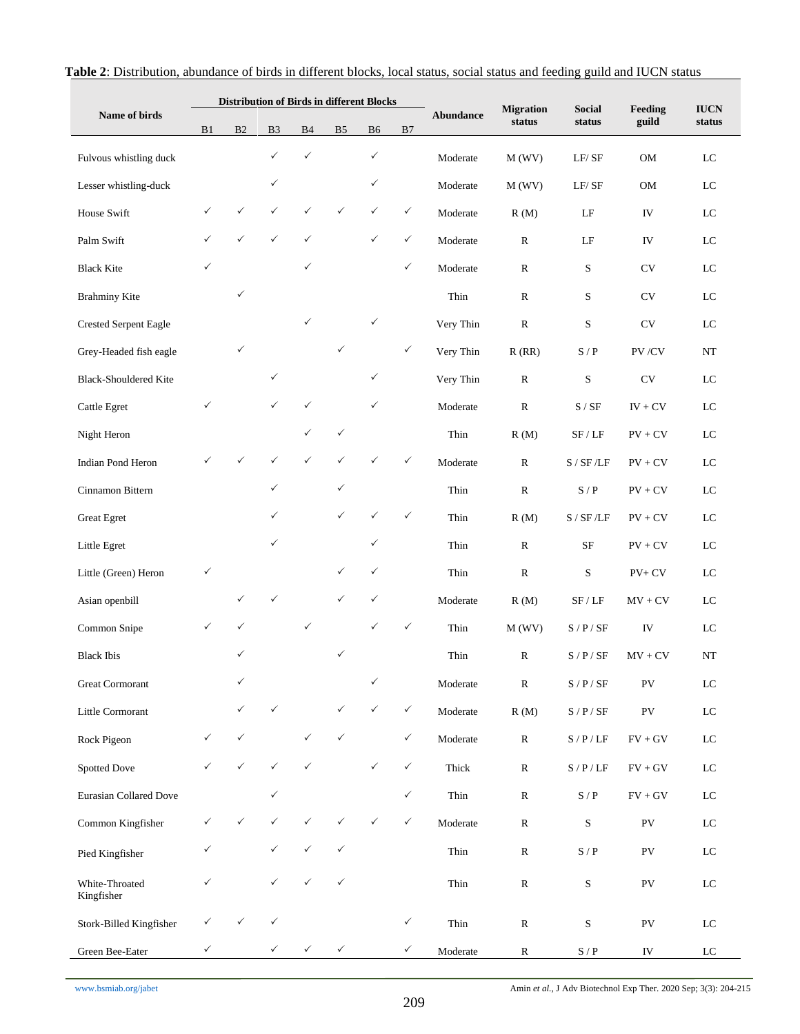**Table 2**: Distribution, abundance of birds in different blocks, local status, social status and feeding guild and IUCN status

| Name of birds | Distribution of Birds in different Blocks | | | | | | | Abundance | Migration status | Social status | Feeding guild | IUCN status |
|---|---|---|---|---|---|---|---|---|---|---|---|---|
| | B1 | B2 | B3 | B4 | B5 | B6 | B7 | | | | | |
| Fulvous whistling duck | | | ✓ | ✓ | | ✓ | | Moderate | M (WV) | LF/ SF | OM | LC |
| Lesser whistling-duck | | | ✓ | | | ✓ | | Moderate | M (WV) | LF/ SF | OM | LC |
| House Swift | ✓ | ✓ | ✓ | ✓ | ✓ | ✓ | ✓ | Moderate | R (M) | LF | IV | LC |
| Palm Swift | ✓ | ✓ | ✓ | ✓ | | ✓ | ✓ | Moderate | R | LF | IV | LC |
| Black Kite | ✓ | | | ✓ | | | ✓ | Moderate | R | S | CV | LC |
| Brahminy Kite | | ✓ | | | | | | Thin | R | S | CV | LC |
| Crested Serpent Eagle | | | | ✓ | | ✓ | | Very Thin | R | S | CV | LC |
| Grey-Headed fish eagle | | ✓ | | | ✓ | | ✓ | Very Thin | R (RR) | S / P | PV /CV | NT |
| Black-Shouldered Kite | | | ✓ | | | ✓ | | Very Thin | R | S | CV | LC |
| Cattle Egret | ✓ | | ✓ | ✓ | | ✓ | | Moderate | R | S / SF | IV + CV | LC |
| Night Heron | | | | ✓ | ✓ | | | Thin | R (M) | SF / LF | PV + CV | LC |
| Indian Pond Heron | ✓ | ✓ | ✓ | ✓ | ✓ | ✓ | ✓ | Moderate | R | S / SF /LF | PV + CV | LC |
| Cinnamon Bittern | | | ✓ | | ✓ | | | Thin | R | S / P | PV + CV | LC |
| Great Egret | | | ✓ | | ✓ | ✓ | ✓ | Thin | R (M) | S / SF /LF | PV + CV | LC |
| Little Egret | | | ✓ | | | ✓ | | Thin | R | SF | PV + CV | LC |
| Little (Green) Heron | ✓ | | | | ✓ | ✓ | | Thin | R | S | PV+ CV | LC |
| Asian openbill | | ✓ | ✓ | | ✓ | ✓ | | Moderate | R (M) | SF / LF | MV + CV | LC |
| Common Snipe | ✓ | ✓ | | ✓ | | ✓ | ✓ | Thin | M (WV) | S / P / SF | IV | LC |
| Black Ibis | | ✓ | | | ✓ | | | Thin | R | S / P / SF | MV + CV | NT |
| Great Cormorant | | ✓ | | | | ✓ | | Moderate | R | S / P / SF | PV | LC |
| Little Cormorant | | ✓ | ✓ | | ✓ | ✓ | ✓ | Moderate | R (M) | S / P / SF | PV | LC |
| Rock Pigeon | ✓ | ✓ | | ✓ | ✓ | | ✓ | Moderate | R | S / P / LF | FV + GV | LC |
| Spotted Dove | ✓ | ✓ | ✓ | ✓ | | ✓ | ✓ | Thick | R | S / P / LF | FV + GV | LC |
| Eurasian Collared Dove | | | ✓ | | | | ✓ | Thin | R | S / P | FV + GV | LC |
| Common Kingfisher | ✓ | ✓ | ✓ | ✓ | ✓ | ✓ | ✓ | Moderate | R | S | PV | LC |
| Pied Kingfisher | ✓ | | ✓ | ✓ | ✓ | | | Thin | R | S / P | PV | LC |
| White-Throated Kingfisher | ✓ | | ✓ | ✓ | ✓ | | | Thin | R | S | PV | LC |
| Stork-Billed Kingfisher | ✓ | ✓ | ✓ | | | | ✓ | Thin | R | S | PV | LC |
| Green Bee-Eater | ✓ | | ✓ | ✓ | ✓ | | ✓ | Moderate | R | S / P | IV | LC |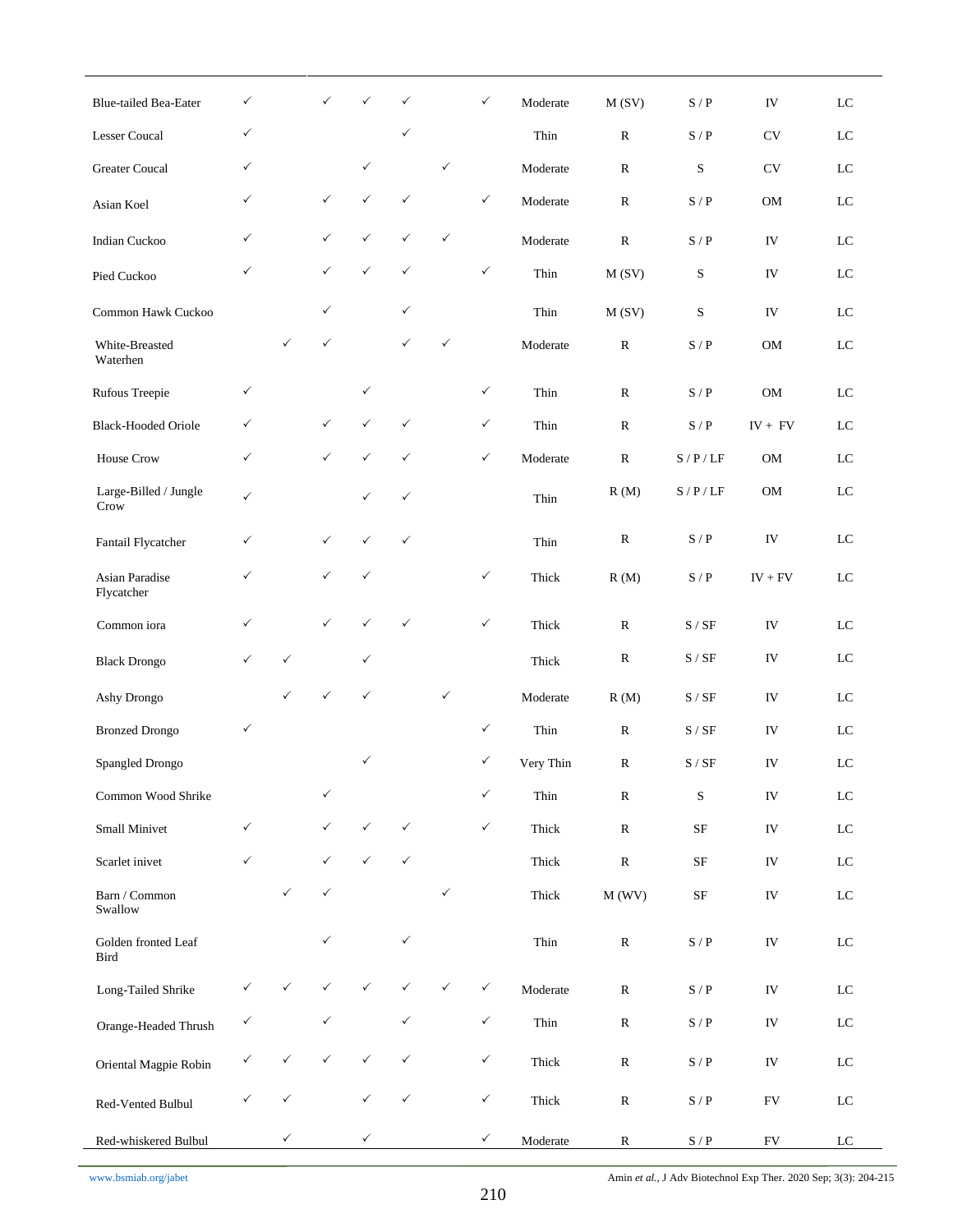| | | | | | | | | | | | |
|---|---|---|---|---|---|---|---|---|---|---|---|
| Blue-tailed Bea-Eater | ✓ | | ✓ | ✓ | ✓ | | ✓ | Moderate | M (SV) | S / P | IV | LC |
| Lesser Coucal | ✓ | | | | ✓ | | | Thin | R | S / P | CV | LC |
| Greater Coucal | ✓ | | | ✓ | | ✓ | | Moderate | R | S | CV | LC |
| Asian Koel | ✓ | | ✓ | ✓ | ✓ | | ✓ | Moderate | R | S / P | OM | LC |
| Indian Cuckoo | ✓ | | ✓ | ✓ | ✓ | ✓ | | Moderate | R | S / P | IV | LC |
| Pied Cuckoo | ✓ | | ✓ | ✓ | ✓ | | ✓ | Thin | M (SV) | S | IV | LC |
| Common Hawk Cuckoo | | | ✓ | | ✓ | | | Thin | M (SV) | S | IV | LC |
| White-Breasted Waterhen | | ✓ | ✓ | | ✓ | ✓ | | Moderate | R | S / P | OM | LC |
| Rufous Treepie | ✓ | | | ✓ | | | ✓ | Thin | R | S / P | OM | LC |
| Black-Hooded Oriole | ✓ | | ✓ | ✓ | ✓ | | ✓ | Thin | R | S / P | IV + FV | LC |
| House Crow | ✓ | | ✓ | ✓ | ✓ | | ✓ | Moderate | R | S / P / LF | OM | LC |
| Large-Billed / Jungle Crow | ✓ | | | ✓ | ✓ | | | Thin | R (M) | S / P / LF | OM | LC |
| Fantail Flycatcher | ✓ | | ✓ | ✓ | ✓ | | | Thin | R | S / P | IV | LC |
| Asian Paradise Flycatcher | ✓ | | ✓ | ✓ | | | ✓ | Thick | R (M) | S / P | IV + FV | LC |
| Common iora | ✓ | | ✓ | ✓ | ✓ | | ✓ | Thick | R | S / SF | IV | LC |
| Black Drongo | ✓ | ✓ | | ✓ | | | | Thick | R | S / SF | IV | LC |
| Ashy Drongo | | ✓ | ✓ | ✓ | | ✓ | | Moderate | R (M) | S / SF | IV | LC |
| Bronzed Drongo | ✓ | | | | | | ✓ | Thin | R | S / SF | IV | LC |
| Spangled Drongo | | | | ✓ | | | ✓ | Very Thin | R | S / SF | IV | LC |
| Common Wood Shrike | | | ✓ | | | | ✓ | Thin | R | S | IV | LC |
| Small Minivet | ✓ | | ✓ | ✓ | ✓ | | ✓ | Thick | R | SF | IV | LC |
| Scarlet inivet | ✓ | | ✓ | ✓ | ✓ | | | Thick | R | SF | IV | LC |
| Barn / Common Swallow | | ✓ | ✓ | | | ✓ | | Thick | M (WV) | SF | IV | LC |
| Golden fronted Leaf Bird | | | ✓ | | ✓ | | | Thin | R | S / P | IV | LC |
| Long-Tailed Shrike | ✓ | ✓ | ✓ | ✓ | ✓ | ✓ | ✓ | Moderate | R | S / P | IV | LC |
| Orange-Headed Thrush | ✓ | | ✓ | | ✓ | | ✓ | Thin | R | S / P | IV | LC |
| Oriental Magpie Robin | ✓ | ✓ | ✓ | ✓ | ✓ | | ✓ | Thick | R | S / P | IV | LC |
| Red-Vented Bulbul | ✓ | ✓ | | ✓ | ✓ | | ✓ | Thick | R | S / P | FV | LC |
| Red-whiskered Bulbul | | ✓ | | ✓ | | | ✓ | Moderate | R | S / P | FV | LC |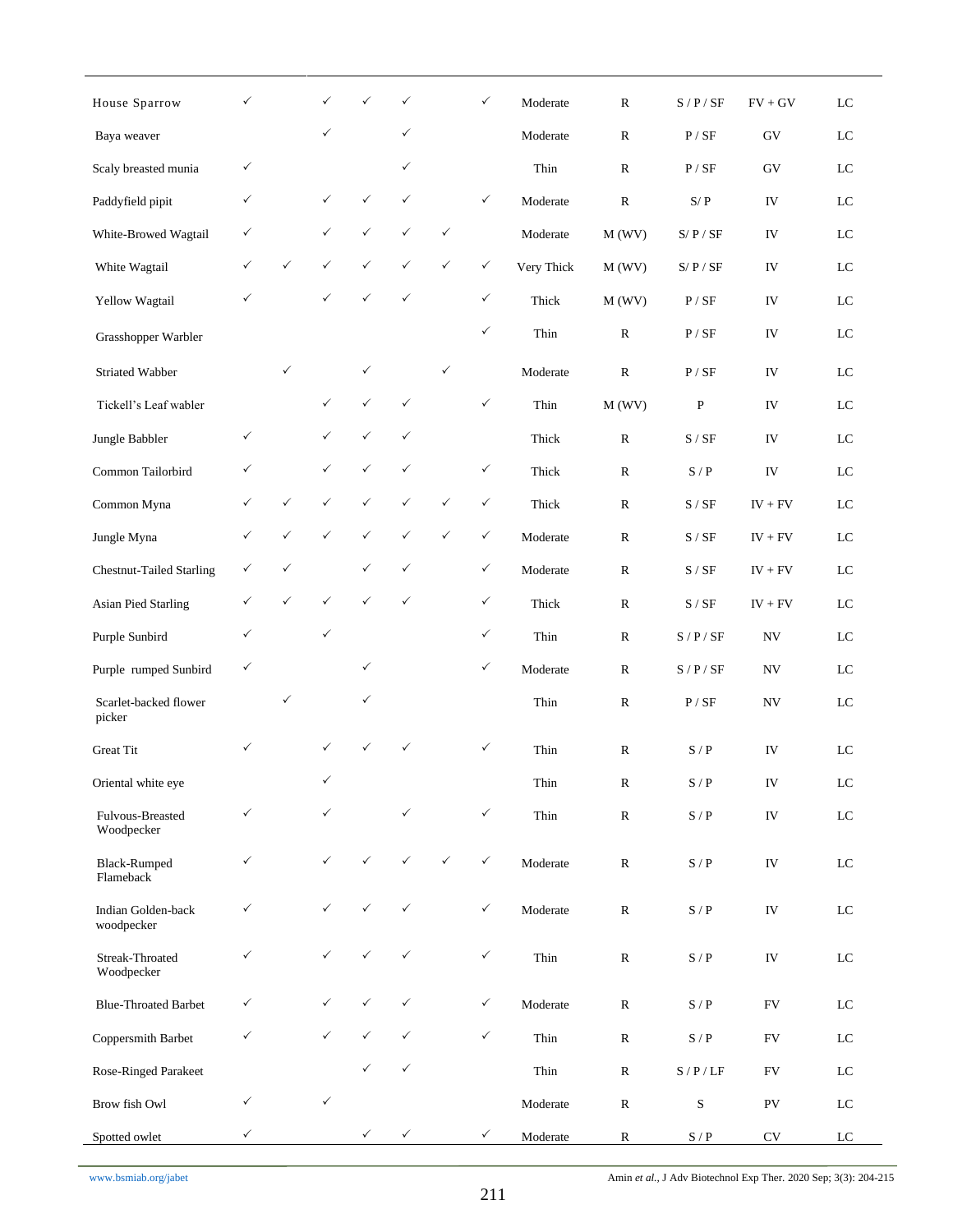| | | | | | | | | | | | | |
|---|---|---|---|---|---|---|---|---|---|---|---|---|
| House Sparrow | ✓ | | ✓ | ✓ | ✓ | | ✓ | Moderate | R | S / P / SF | FV + GV | LC |
| Baya weaver | | | ✓ | | ✓ | | | Moderate | R | P / SF | GV | LC |
| Scaly breasted munia | ✓ | | | | ✓ | | | Thin | R | P / SF | GV | LC |
| Paddyfield pipit | ✓ | | ✓ | ✓ | ✓ | | ✓ | Moderate | R | S/ P | IV | LC |
| White-Browed Wagtail | ✓ | | ✓ | ✓ | ✓ | ✓ | | Moderate | M (WV) | S/ P / SF | IV | LC |
| White Wagtail | ✓ | ✓ | ✓ | ✓ | ✓ | ✓ | ✓ | Very Thick | M (WV) | S/ P / SF | IV | LC |
| Yellow Wagtail | ✓ | | ✓ | ✓ | ✓ | | ✓ | Thick | M (WV) | P / SF | IV | LC |
| Grasshopper Warbler | | | | | | | ✓ | Thin | R | P / SF | IV | LC |
| Striated Wabber | | ✓ | | ✓ | | ✓ | | Moderate | R | P / SF | IV | LC |
| Tickell's Leaf wabler | | | ✓ | ✓ | ✓ | | ✓ | Thin | M (WV) | P | IV | LC |
| Jungle Babbler | ✓ | | ✓ | ✓ | ✓ | | | Thick | R | S / SF | IV | LC |
| Common Tailorbird | ✓ | | ✓ | ✓ | ✓ | | ✓ | Thick | R | S / P | IV | LC |
| Common Myna | ✓ | ✓ | ✓ | ✓ | ✓ | ✓ | ✓ | Thick | R | S / SF | IV + FV | LC |
| Jungle Myna | ✓ | ✓ | ✓ | ✓ | ✓ | ✓ | ✓ | Moderate | R | S / SF | IV + FV | LC |
| Chestnut-Tailed Starling | ✓ | ✓ | | ✓ | ✓ | | ✓ | Moderate | R | S / SF | IV + FV | LC |
| Asian Pied Starling | ✓ | ✓ | ✓ | ✓ | ✓ | | ✓ | Thick | R | S / SF | IV + FV | LC |
| Purple Sunbird | ✓ | | ✓ | | | | ✓ | Thin | R | S / P / SF | NV | LC |
| Purple rumped Sunbird | ✓ | | | ✓ | | | ✓ | Moderate | R | S / P / SF | NV | LC |
| Scarlet-backed flower picker | | ✓ | | ✓ | | | | Thin | R | P / SF | NV | LC |
| Great Tit | ✓ | | ✓ | ✓ | ✓ | | ✓ | Thin | R | S / P | IV | LC |
| Oriental white eye | | | ✓ | | | | | Thin | R | S / P | IV | LC |
| Fulvous-Breasted Woodpecker | ✓ | | ✓ | | ✓ | | ✓ | Thin | R | S / P | IV | LC |
| Black-Rumped Flameback | ✓ | | ✓ | ✓ | ✓ | ✓ | ✓ | Moderate | R | S / P | IV | LC |
| Indian Golden-back woodpecker | ✓ | | ✓ | ✓ | ✓ | | ✓ | Moderate | R | S / P | IV | LC |
| Streak-Throated Woodpecker | ✓ | | ✓ | ✓ | ✓ | | ✓ | Thin | R | S / P | IV | LC |
| Blue-Throated Barbet | ✓ | | ✓ | ✓ | ✓ | | ✓ | Moderate | R | S / P | FV | LC |
| Coppersmith Barbet | ✓ | | ✓ | ✓ | ✓ | | ✓ | Thin | R | S / P | FV | LC |
| Rose-Ringed Parakeet | | | | ✓ | ✓ | | | Thin | R | S / P / LF | FV | LC |
| Brow fish Owl | ✓ | | ✓ | | | | | Moderate | R | S | PV | LC |
| Spotted owlet | ✓ | | | ✓ | ✓ | | ✓ | Moderate | R | S / P | CV | LC |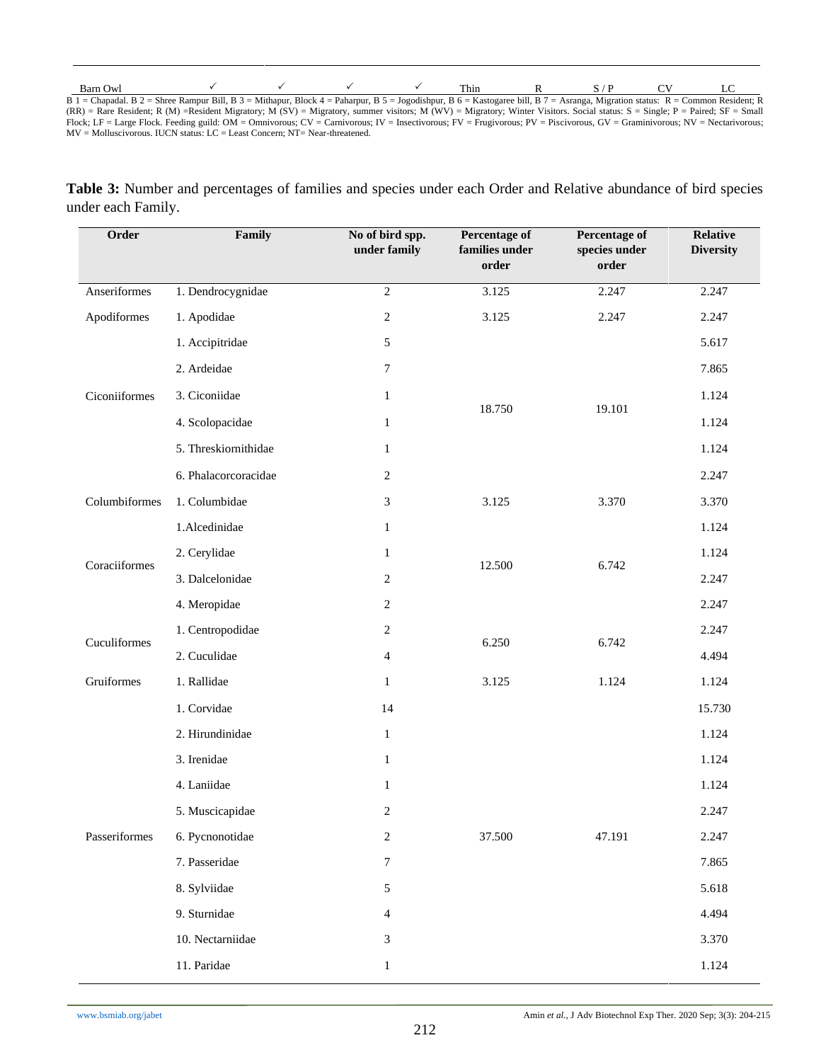| Barn Owl | ✓ | ✓ | ✓ | ✓ | Thin | R | S / P | CV | LC |
|---|---|---|---|---|---|---|---|---|---|

B 1 = Chapadal. B 2 = Shree Rampur Bill, B 3 = Mithapur, Block 4 = Paharpur, B 5 = Jogodishpur, B 6 = Kastogaree bill, B 7 = Asranga, Migration status: R = Common Resident; R (RR) = Rare Resident; R (M) =Resident Migratory; M (SV) = Migratory, summer visitors; M (WV) = Migratory; Winter Visitors. Social status: S = Single; P = Paired; SF = Small Flock; LF = Large Flock. Feeding guild: OM = Omnivorous; CV = Carnivorous; IV = Insectivorous; FV = Frugivorous; PV = Piscivorous, GV = Graminivorous; NV = Nectarivorous; MV = Molluscivorous. IUCN status: LC = Least Concern; NT= Near-threatened.

**Table 3:** Number and percentages of families and species under each Order and Relative abundance of bird species under each Family.

| Order | Family | No of bird spp. under family | Percentage of families under order | Percentage of species under order | Relative Diversity |
|---|---|---|---|---|---|
| Anseriformes | 1. Dendrocygnidae | 2 | 3.125 | 2.247 | 2.247 |
| Apodiformes | 1. Apodidae | 2 | 3.125 | 2.247 | 2.247 |
| Ciconiiformes | 1. Accipitridae | 5 | 18.750 | 19.101 | 5.617 |
| | 2. Ardeidae | 7 | | | 7.865 |
| | 3. Ciconiidae | 1 | | | 1.124 |
| | 4. Scolopacidae | 1 | | | 1.124 |
| | 5. Threskiornithidae | 1 | | | 1.124 |
| | 6. Phalacorcoracidae | 2 | | | 2.247 |
| Columbiformes | 1. Columbidae | 3 | 3.125 | 3.370 | 3.370 |
| Coraciiformes | 1.Alcedinidae | 1 | 12.500 | 6.742 | 1.124 |
| | 2. Cerylidae | 1 | | | 1.124 |
| | 3. Dalcelonidae | 2 | | | 2.247 |
| | 4. Meropidae | 2 | | | 2.247 |
| Cuculiformes | 1. Centropodidae | 2 | 6.250 | 6.742 | 2.247 |
| | 2. Cuculidae | 4 | | | 4.494 |
| Gruiformes | 1. Rallidae | 1 | 3.125 | 1.124 | 1.124 |
| Passeriformes | 1. Corvidae | 14 | 37.500 | 47.191 | 15.730 |
| | 2. Hirundinidae | 1 | | | 1.124 |
| | 3. Irenidae | 1 | | | 1.124 |
| | 4. Laniidae | 1 | | | 1.124 |
| | 5. Muscicapidae | 2 | | | 2.247 |
| | 6. Pycnonotidae | 2 | | | 2.247 |
| | 7. Passeridae | 7 | | | 7.865 |
| | 8. Sylviidae | 5 | | | 5.618 |
| | 9. Sturnidae | 4 | | | 4.494 |
| | 10. Nectarniidae | 3 | | | 3.370 |
| | 11. Paridae | 1 | | | 1.124 |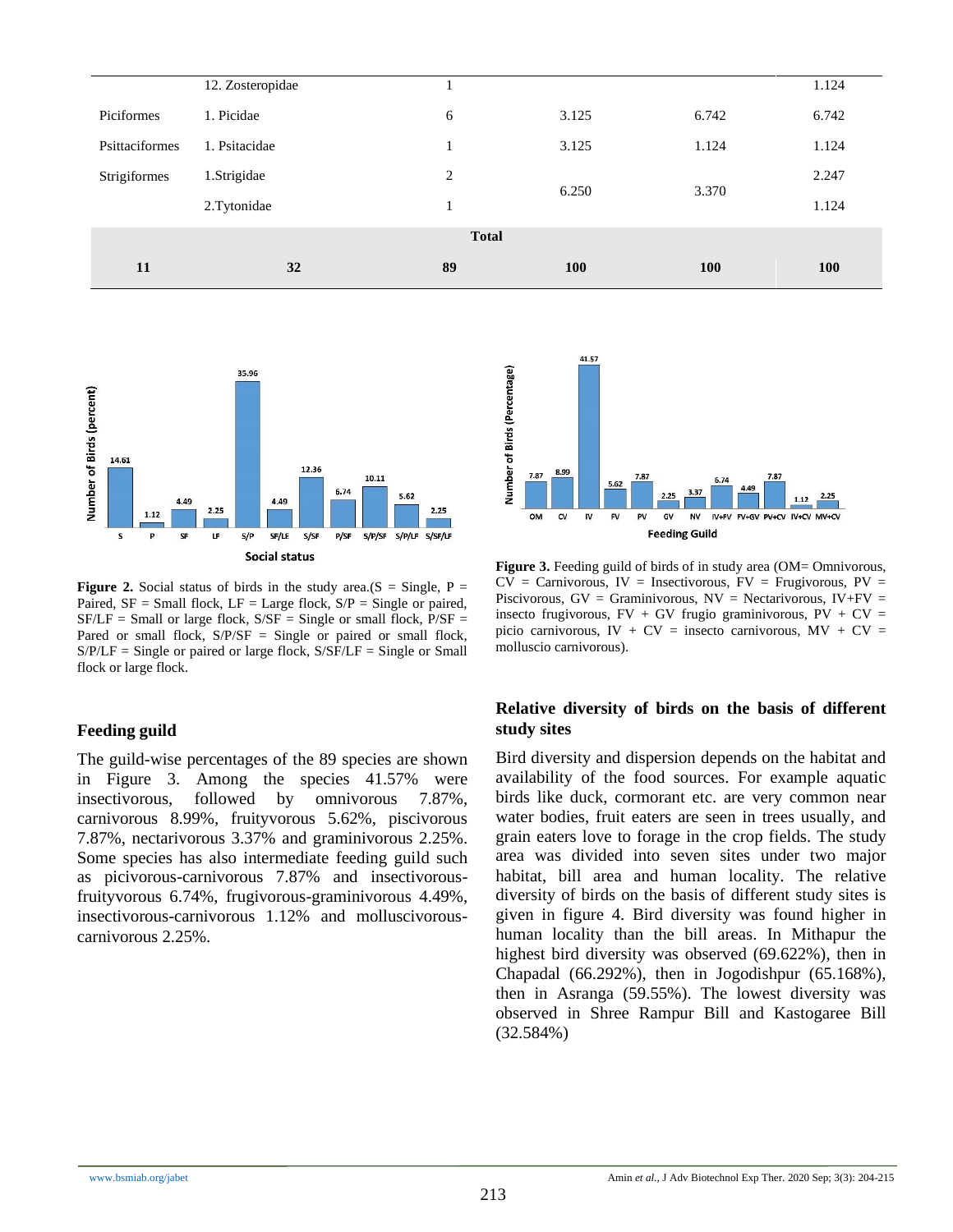|  | 12. Zosteropidae | 1 |  |  | 1.124 |
|---|---|---|---|---|---|
| Piciformes | 1. Picidae | 6 | 3.125 | 6.742 | 6.742 |
| Psittaciformes | 1. Psitacidae | 1 | 3.125 | 1.124 | 1.124 |
| Strigiformes | 1.Strigidae | 2 | 6.250 | 3.370 | 2.247 |
|  | 2.Tytonidae | 1 |  |  | 1.124 |
| **Total** |  |  |  |  |  |
| **11** | **32** | **89** | **100** | **100** | **100** |

**Figure 2.** Social status of birds in the study area.(S = Single, P = Paired, SF = Small flock, LF = Large flock, S/P = Single or paired, SF/LF = Small or large flock, S/SF = Single or small flock, P/SF = Pared or small flock, S/P/SF = Single or paired or small flock, S/P/LF = Single or paired or large flock, S/SF/LF = Single or Small flock or large flock.

**Figure 3.** Feeding guild of birds of in study area (OM= Omnivorous, CV = Carnivorous, IV = Insectivorous, FV = Frugivorous, PV = Piscivorous, GV = Graminivorous, NV = Nectarivorous, IV+FV = insecto frugivorous, FV + GV frugio graminivorous, PV + CV = picio carnivorous, IV + CV = insecto carnivorous, MV + CV = molluscio carnivorous).

## Feeding guild

The guild-wise percentages of the 89 species are shown in Figure 3. Among the species 41.57% were insectivorous, followed by omnivorous 7.87%, carnivorous 8.99%, fruityvorous 5.62%, piscivorous 7.87%, nectarivorous 3.37% and graminivorous 2.25%. Some species has also intermediate feeding guild such as picivorous-carnivorous 7.87% and insectivorous-fruityvorous 6.74%, frugivorous-graminivorous 4.49%, insectivorous-carnivorous 1.12% and molluscivorous-carnivorous 2.25%.

## Relative diversity of birds on the basis of different study sites

Bird diversity and dispersion depends on the habitat and availability of the food sources. For example aquatic birds like duck, cormorant etc. are very common near water bodies, fruit eaters are seen in trees usually, and grain eaters love to forage in the crop fields. The study area was divided into seven sites under two major habitat, bill area and human locality. The relative diversity of birds on the basis of different study sites is given in figure 4. Bird diversity was found higher in human locality than the bill areas. In Mithapur the highest bird diversity was observed (69.622%), then in Chapadal (66.292%), then in Jogodishpur (65.168%), then in Asranga (59.55%). The lowest diversity was observed in Shree Rampur Bill and Kastogaree Bill (32.584%)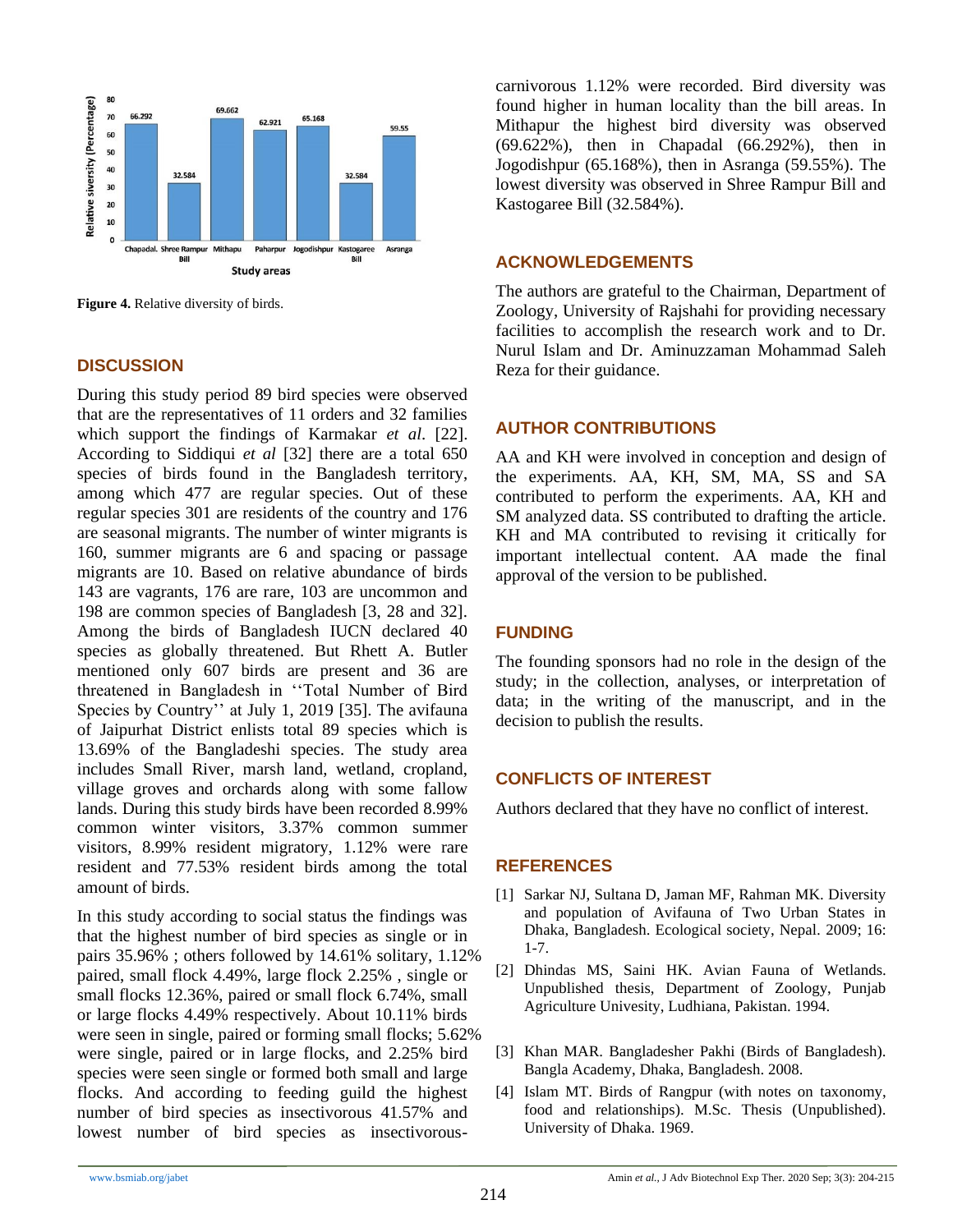Figure 4. Relative diversity of birds.

## DISCUSSION

During this study period 89 bird species were observed that are the representatives of 11 orders and 32 families which support the findings of Karmakar *et al*. [22]. According to Siddiqui *et al* [32] there are a total 650 species of birds found in the Bangladesh territory, among which 477 are regular species. Out of these regular species 301 are residents of the country and 176 are seasonal migrants. The number of winter migrants is 160, summer migrants are 6 and spacing or passage migrants are 10. Based on relative abundance of birds 143 are vagrants, 176 are rare, 103 are uncommon and 198 are common species of Bangladesh [3, 28 and 32]. Among the birds of Bangladesh IUCN declared 40 species as globally threatened. But Rhett A. Butler mentioned only 607 birds are present and 36 are threatened in Bangladesh in ''Total Number of Bird Species by Country'' at July 1, 2019 [35]. The avifauna of Jaipurhat District enlists total 89 species which is 13.69% of the Bangladeshi species. The study area includes Small River, marsh land, wetland, cropland, village groves and orchards along with some fallow lands. During this study birds have been recorded 8.99% common winter visitors, 3.37% common summer visitors, 8.99% resident migratory, 1.12% were rare resident and 77.53% resident birds among the total amount of birds.

In this study according to social status the findings was that the highest number of bird species as single or in pairs 35.96% ; others followed by 14.61% solitary, 1.12% paired, small flock 4.49%, large flock 2.25% , single or small flocks 12.36%, paired or small flock 6.74%, small or large flocks 4.49% respectively. About 10.11% birds were seen in single, paired or forming small flocks; 5.62% were single, paired or in large flocks, and 2.25% bird species were seen single or formed both small and large flocks. And according to feeding guild the highest number of bird species as insectivorous 41.57% and lowest number of bird species as insectivorous-carnivorous 1.12% were recorded. Bird diversity was found higher in human locality than the bill areas. In Mithapur the highest bird diversity was observed (69.622%), then in Chapadal (66.292%), then in Jogodishpur (65.168%), then in Asranga (59.55%). The lowest diversity was observed in Shree Rampur Bill and Kastogaree Bill (32.584%).

## ACKNOWLEDGEMENTS

The authors are grateful to the Chairman, Department of Zoology, University of Rajshahi for providing necessary facilities to accomplish the research work and to Dr. Nurul Islam and Dr. Aminuzzaman Mohammad Saleh Reza for their guidance.

## AUTHOR CONTRIBUTIONS

AA and KH were involved in conception and design of the experiments. AA, KH, SM, MA, SS and SA contributed to perform the experiments. AA, KH and SM analyzed data. SS contributed to drafting the article. KH and MA contributed to revising it critically for important intellectual content. AA made the final approval of the version to be published.

## FUNDING

The founding sponsors had no role in the design of the study; in the collection, analyses, or interpretation of data; in the writing of the manuscript, and in the decision to publish the results.

## CONFLICTS OF INTEREST

Authors declared that they have no conflict of interest.

## REFERENCES

[1] Sarkar NJ, Sultana D, Jaman MF, Rahman MK. Diversity and population of Avifauna of Two Urban States in Dhaka, Bangladesh. Ecological society, Nepal. 2009; 16: 1-7.

[2] Dhindas MS, Saini HK. Avian Fauna of Wetlands. Unpublished thesis, Department of Zoology, Punjab Agriculture Univesity, Ludhiana, Pakistan. 1994.

[3] Khan MAR. Bangladesher Pakhi (Birds of Bangladesh). Bangla Academy, Dhaka, Bangladesh. 2008.

[4] Islam MT. Birds of Rangpur (with notes on taxonomy, food and relationships). M.Sc. Thesis (Unpublished). University of Dhaka. 1969.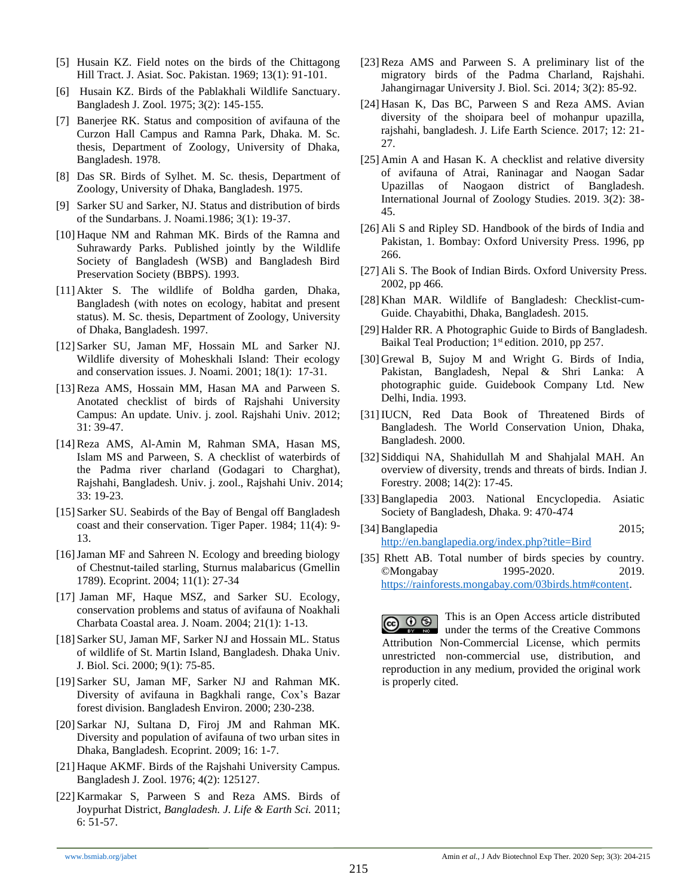[5] Husain KZ. Field notes on the birds of the Chittagong Hill Tract. J. Asiat. Soc. Pakistan. 1969; 13(1): 91-101.

[6] Husain KZ. Birds of the Pablakhali Wildlife Sanctuary. Bangladesh J. Zool. 1975; 3(2): 145-155.

[7] Banerjee RK. Status and composition of avifauna of the Curzon Hall Campus and Ramna Park, Dhaka. M. Sc. thesis, Department of Zoology, University of Dhaka, Bangladesh. 1978.

[8] Das SR. Birds of Sylhet. M. Sc. thesis, Department of Zoology, University of Dhaka, Bangladesh. 1975.

[9] Sarker SU and Sarker, NJ. Status and distribution of birds of the Sundarbans. J. Noami.1986; 3(1): 19-37.

[10] Haque NM and Rahman MK. Birds of the Ramna and Suhrawardy Parks. Published jointly by the Wildlife Society of Bangladesh (WSB) and Bangladesh Bird Preservation Society (BBPS). 1993.

[11] Akter S. The wildlife of Boldha garden, Dhaka, Bangladesh (with notes on ecology, habitat and present status). M. Sc. thesis, Department of Zoology, University of Dhaka, Bangladesh. 1997.

[12] Sarker SU, Jaman MF, Hossain ML and Sarker NJ. Wildlife diversity of Moheskhali Island: Their ecology and conservation issues. J. Noami. 2001; 18(1): 17-31.

[13] Reza AMS, Hossain MM, Hasan MA and Parween S. Anotated checklist of birds of Rajshahi University Campus: An update. Univ. j. zool. Rajshahi Univ. 2012; 31: 39-47.

[14] Reza AMS, Al-Amin M, Rahman SMA, Hasan MS, Islam MS and Parween, S. A checklist of waterbirds of the Padma river charland (Godagari to Charghat), Rajshahi, Bangladesh. Univ. j. zool., Rajshahi Univ. 2014; 33: 19-23.

[15] Sarker SU. Seabirds of the Bay of Bengal off Bangladesh coast and their conservation. Tiger Paper. 1984; 11(4): 9-13.

[16] Jaman MF and Sahreen N. Ecology and breeding biology of Chestnut-tailed starling, Sturnus malabaricus (Gmellin 1789). Ecoprint. 2004; 11(1): 27-34

[17] Jaman MF, Haque MSZ, and Sarker SU. Ecology, conservation problems and status of avifauna of Noakhali Charbata Coastal area. J. Noam. 2004; 21(1): 1-13.

[18] Sarker SU, Jaman MF, Sarker NJ and Hossain ML. Status of wildlife of St. Martin Island, Bangladesh. Dhaka Univ. J. Biol. Sci. 2000; 9(1): 75-85.

[19] Sarker SU, Jaman MF, Sarker NJ and Rahman MK. Diversity of avifauna in Bagkhali range, Cox's Bazar forest division. Bangladesh Environ. 2000; 230-238.

[20] Sarkar NJ, Sultana D, Firoj JM and Rahman MK. Diversity and population of avifauna of two urban sites in Dhaka, Bangladesh. Ecoprint. 2009; 16: 1-7.

[21] Haque AKMF. Birds of the Rajshahi University Campus. Bangladesh J. Zool. 1976; 4(2): 125127.

[22] Karmakar S, Parween S and Reza AMS. Birds of Joypurhat District, *Bangladesh. J. Life & Earth Sci.* 2011; 6: 51-57.

[23] Reza AMS and Parween S. A preliminary list of the migratory birds of the Padma Charland, Rajshahi. Jahangirnagar University J. Biol. Sci. 2014*;* 3(2): 85-92.

[24] Hasan K, Das BC, Parween S and Reza AMS. Avian diversity of the shoipara beel of mohanpur upazilla, rajshahi, bangladesh. J. Life Earth Science. 2017; 12: 21-27.

[25] Amin A and Hasan K. A checklist and relative diversity of avifauna of Atrai, Raninagar and Naogan Sadar Upazillas of Naogaon district of Bangladesh. International Journal of Zoology Studies. 2019. 3(2): 38-45.

[26] Ali S and Ripley SD. Handbook of the birds of India and Pakistan, 1. Bombay: Oxford University Press. 1996, pp 266.

[27] Ali S. The Book of Indian Birds. Oxford University Press. 2002, pp 466.

[28] Khan MAR. Wildlife of Bangladesh: Checklist-cum-Guide. Chayabithi, Dhaka, Bangladesh. 2015.

[29] Halder RR. A Photographic Guide to Birds of Bangladesh. Baikal Teal Production; 1st edition. 2010, pp 257.

[30] Grewal B, Sujoy M and Wright G. Birds of India, Pakistan, Bangladesh, Nepal & Shri Lanka: A photographic guide. Guidebook Company Ltd. New Delhi, India. 1993.

[31] IUCN, Red Data Book of Threatened Birds of Bangladesh. The World Conservation Union, Dhaka, Bangladesh. 2000.

[32] Siddiqui NA, Shahidullah M and Shahjalal MAH. An overview of diversity, trends and threats of birds. Indian J. Forestry. 2008; 14(2): 17-45.

[33] Banglapedia 2003. National Encyclopedia. Asiatic Society of Bangladesh, Dhaka. 9: 470-474

[34] Banglapedia 2015; http://en.banglapedia.org/index.php?title=Bird

[35] Rhett AB. Total number of birds species by country. ©Mongabay 1995-2020. 2019. https://rainforests.mongabay.com/03birds.htm#content.

This is an Open Access article distributed under the terms of the Creative Commons Attribution Non-Commercial License, which permits unrestricted non-commercial use, distribution, and reproduction in any medium, provided the original work is properly cited.